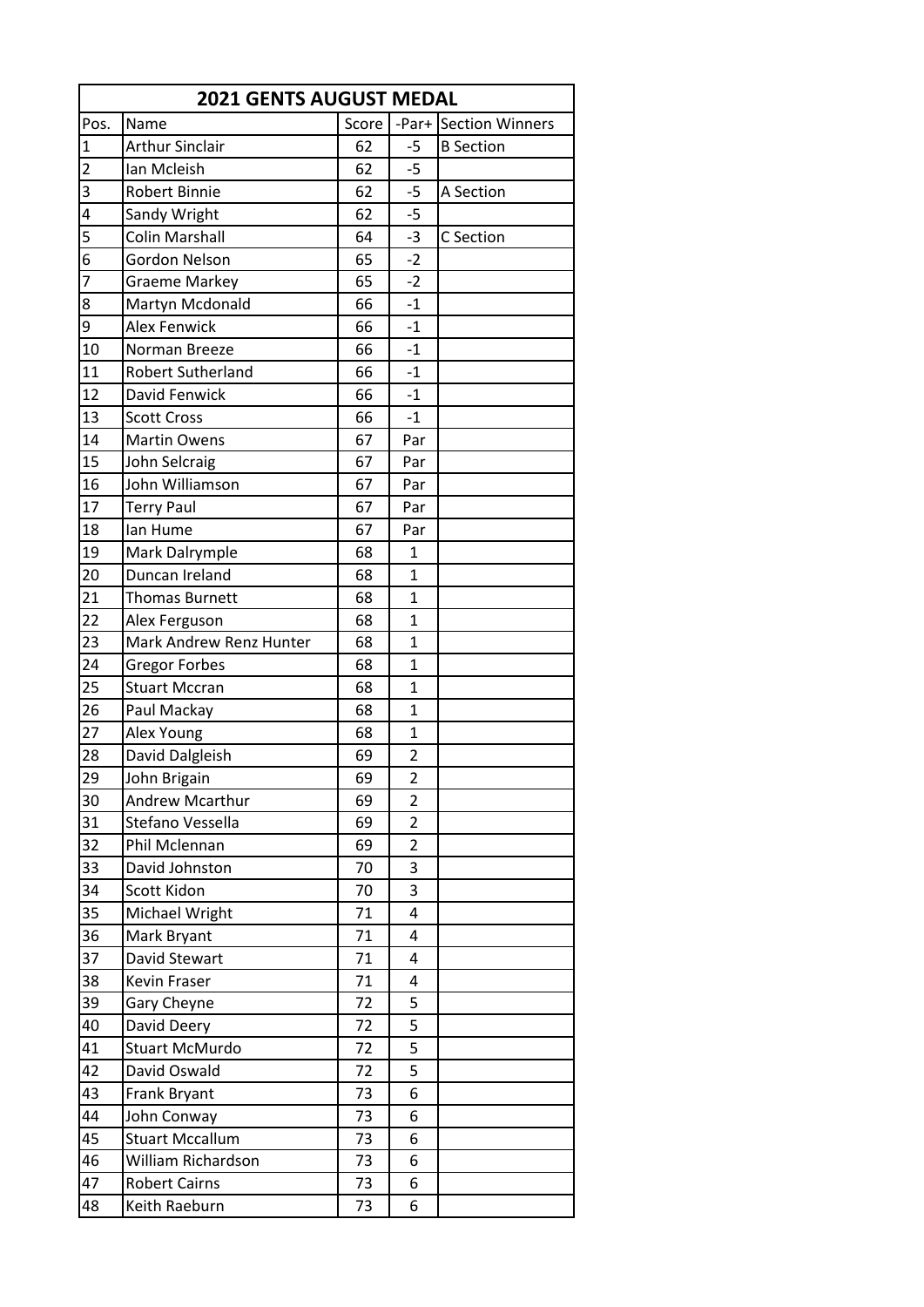| 2021 GENTS AUGUST MEDAL | | | | |
|---|---|---|---|---|
| Pos. | Name | Score | -Par+ | Section Winners |
| 1 | Arthur Sinclair | 62 | -5 | B Section |
| 2 | Ian Mcleish | 62 | -5 | |
| 3 | Robert Binnie | 62 | -5 | A Section |
| 4 | Sandy Wright | 62 | -5 | |
| 5 | Colin Marshall | 64 | -3 | C Section |
| 6 | Gordon Nelson | 65 | -2 | |
| 7 | Graeme Markey | 65 | -2 | |
| 8 | Martyn Mcdonald | 66 | -1 | |
| 9 | Alex Fenwick | 66 | -1 | |
| 10 | Norman Breeze | 66 | -1 | |
| 11 | Robert Sutherland | 66 | -1 | |
| 12 | David Fenwick | 66 | -1 | |
| 13 | Scott Cross | 66 | -1 | |
| 14 | Martin Owens | 67 | Par | |
| 15 | John Selcraig | 67 | Par | |
| 16 | John Williamson | 67 | Par | |
| 17 | Terry Paul | 67 | Par | |
| 18 | Ian Hume | 67 | Par | |
| 19 | Mark Dalrymple | 68 | 1 | |
| 20 | Duncan Ireland | 68 | 1 | |
| 21 | Thomas Burnett | 68 | 1 | |
| 22 | Alex Ferguson | 68 | 1 | |
| 23 | Mark Andrew Renz Hunter | 68 | 1 | |
| 24 | Gregor Forbes | 68 | 1 | |
| 25 | Stuart Mccran | 68 | 1 | |
| 26 | Paul Mackay | 68 | 1 | |
| 27 | Alex Young | 68 | 1 | |
| 28 | David Dalgleish | 69 | 2 | |
| 29 | John Brigain | 69 | 2 | |
| 30 | Andrew Mcarthur | 69 | 2 | |
| 31 | Stefano Vessella | 69 | 2 | |
| 32 | Phil Mclennan | 69 | 2 | |
| 33 | David Johnston | 70 | 3 | |
| 34 | Scott Kidon | 70 | 3 | |
| 35 | Michael Wright | 71 | 4 | |
| 36 | Mark Bryant | 71 | 4 | |
| 37 | David Stewart | 71 | 4 | |
| 38 | Kevin Fraser | 71 | 4 | |
| 39 | Gary Cheyne | 72 | 5 | |
| 40 | David Deery | 72 | 5 | |
| 41 | Stuart McMurdo | 72 | 5 | |
| 42 | David Oswald | 72 | 5 | |
| 43 | Frank Bryant | 73 | 6 | |
| 44 | John Conway | 73 | 6 | |
| 45 | Stuart Mccallum | 73 | 6 | |
| 46 | William Richardson | 73 | 6 | |
| 47 | Robert Cairns | 73 | 6 | |
| 48 | Keith Raeburn | 73 | 6 | |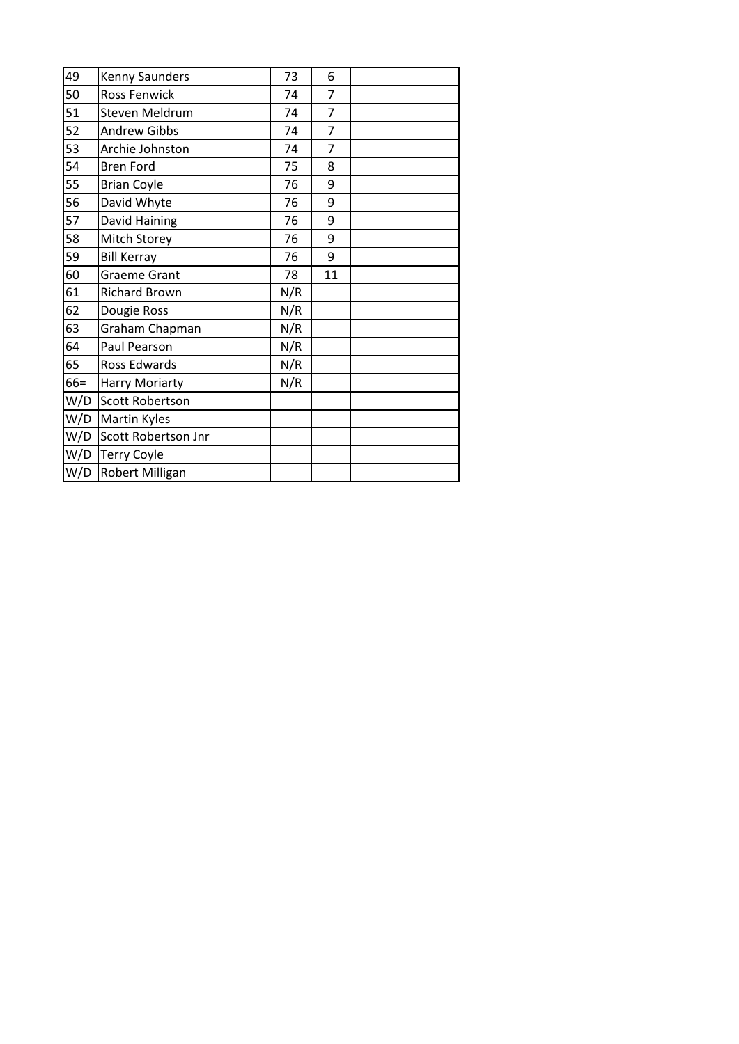| | | | | |
|---|---|---|---|---|
| 49 | Kenny Saunders | 73 | 6 | |
| 50 | Ross Fenwick | 74 | 7 | |
| 51 | Steven Meldrum | 74 | 7 | |
| 52 | Andrew Gibbs | 74 | 7 | |
| 53 | Archie Johnston | 74 | 7 | |
| 54 | Bren Ford | 75 | 8 | |
| 55 | Brian Coyle | 76 | 9 | |
| 56 | David Whyte | 76 | 9 | |
| 57 | David Haining | 76 | 9 | |
| 58 | Mitch Storey | 76 | 9 | |
| 59 | Bill Kerray | 76 | 9 | |
| 60 | Graeme Grant | 78 | 11 | |
| 61 | Richard Brown | N/R | | |
| 62 | Dougie Ross | N/R | | |
| 63 | Graham Chapman | N/R | | |
| 64 | Paul Pearson | N/R | | |
| 65 | Ross Edwards | N/R | | |
| 66= | Harry Moriarty | N/R | | |
| W/D | Scott Robertson | | | |
| W/D | Martin Kyles | | | |
| W/D | Scott Robertson Jnr | | | |
| W/D | Terry Coyle | | | |
| W/D | Robert Milligan | | | |